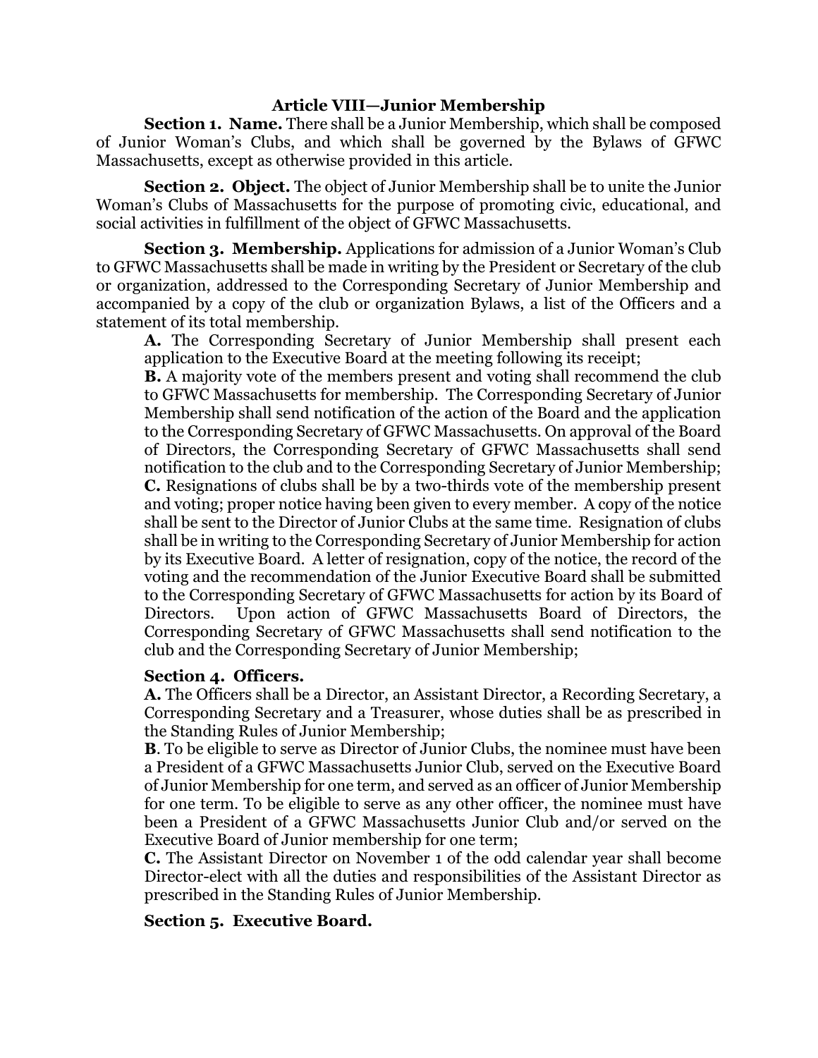## Article VIII—Junior Membership

**Section 1. Name.** There shall be a Junior Membership, which shall be composed of Junior Woman's Clubs, and which shall be governed by the Bylaws of GFWC Massachusetts, except as otherwise provided in this article.

**Section 2. Object.** The object of Junior Membership shall be to unite the Junior Woman's Clubs of Massachusetts for the purpose of promoting civic, educational, and social activities in fulfillment of the object of GFWC Massachusetts.

**Section 3. Membership.** Applications for admission of a Junior Woman's Club to GFWC Massachusetts shall be made in writing by the President or Secretary of the club or organization, addressed to the Corresponding Secretary of Junior Membership and accompanied by a copy of the club or organization Bylaws, a list of the Officers and a statement of its total membership.

**A.** The Corresponding Secretary of Junior Membership shall present each application to the Executive Board at the meeting following its receipt;

**B.** A majority vote of the members present and voting shall recommend the club to GFWC Massachusetts for membership. The Corresponding Secretary of Junior Membership shall send notification of the action of the Board and the application to the Corresponding Secretary of GFWC Massachusetts. On approval of the Board of Directors, the Corresponding Secretary of GFWC Massachusetts shall send notification to the club and to the Corresponding Secretary of Junior Membership;

**C.** Resignations of clubs shall be by a two-thirds vote of the membership present and voting; proper notice having been given to every member. A copy of the notice shall be sent to the Director of Junior Clubs at the same time. Resignation of clubs shall be in writing to the Corresponding Secretary of Junior Membership for action by its Executive Board. A letter of resignation, copy of the notice, the record of the voting and the recommendation of the Junior Executive Board shall be submitted to the Corresponding Secretary of GFWC Massachusetts for action by its Board of Directors. Upon action of GFWC Massachusetts Board of Directors, the Corresponding Secretary of GFWC Massachusetts shall send notification to the club and the Corresponding Secretary of Junior Membership;

**Section 4. Officers.**

**A.** The Officers shall be a Director, an Assistant Director, a Recording Secretary, a Corresponding Secretary and a Treasurer, whose duties shall be as prescribed in the Standing Rules of Junior Membership;

**B**. To be eligible to serve as Director of Junior Clubs, the nominee must have been a President of a GFWC Massachusetts Junior Club, served on the Executive Board of Junior Membership for one term, and served as an officer of Junior Membership for one term. To be eligible to serve as any other officer, the nominee must have been a President of a GFWC Massachusetts Junior Club and/or served on the Executive Board of Junior membership for one term;

**C.** The Assistant Director on November 1 of the odd calendar year shall become Director-elect with all the duties and responsibilities of the Assistant Director as prescribed in the Standing Rules of Junior Membership.

**Section 5. Executive Board.**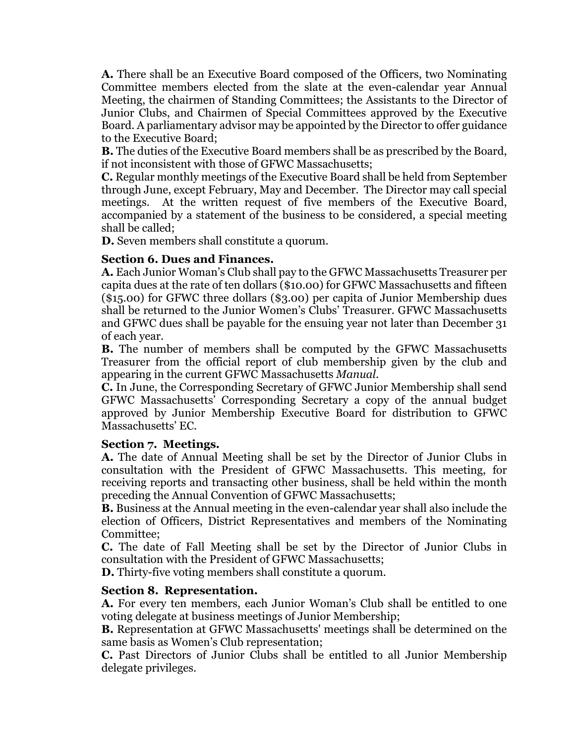**A.** There shall be an Executive Board composed of the Officers, two Nominating Committee members elected from the slate at the even-calendar year Annual Meeting, the chairmen of Standing Committees; the Assistants to the Director of Junior Clubs, and Chairmen of Special Committees approved by the Executive Board. A parliamentary advisor may be appointed by the Director to offer guidance to the Executive Board;

**B.** The duties of the Executive Board members shall be as prescribed by the Board, if not inconsistent with those of GFWC Massachusetts;

**C.** Regular monthly meetings of the Executive Board shall be held from September through June, except February, May and December. The Director may call special meetings. At the written request of five members of the Executive Board, accompanied by a statement of the business to be considered, a special meeting shall be called;

**D.** Seven members shall constitute a quorum.

**Section 6. Dues and Finances.**

**A.** Each Junior Woman's Club shall pay to the GFWC Massachusetts Treasurer per capita dues at the rate of ten dollars ($10.00) for GFWC Massachusetts and fifteen ($15.00) for GFWC three dollars ($3.00) per capita of Junior Membership dues shall be returned to the Junior Women's Clubs' Treasurer. GFWC Massachusetts and GFWC dues shall be payable for the ensuing year not later than December 31 of each year.

**B.** The number of members shall be computed by the GFWC Massachusetts Treasurer from the official report of club membership given by the club and appearing in the current GFWC Massachusetts *Manual*.

**C.** In June, the Corresponding Secretary of GFWC Junior Membership shall send GFWC Massachusetts' Corresponding Secretary a copy of the annual budget approved by Junior Membership Executive Board for distribution to GFWC Massachusetts' EC.

**Section 7. Meetings.**

**A.** The date of Annual Meeting shall be set by the Director of Junior Clubs in consultation with the President of GFWC Massachusetts. This meeting, for receiving reports and transacting other business, shall be held within the month preceding the Annual Convention of GFWC Massachusetts;

**B.** Business at the Annual meeting in the even-calendar year shall also include the election of Officers, District Representatives and members of the Nominating Committee;

**C.** The date of Fall Meeting shall be set by the Director of Junior Clubs in consultation with the President of GFWC Massachusetts;

**D.** Thirty-five voting members shall constitute a quorum.

**Section 8. Representation.**

**A.** For every ten members, each Junior Woman's Club shall be entitled to one voting delegate at business meetings of Junior Membership;

**B.** Representation at GFWC Massachusetts' meetings shall be determined on the same basis as Women's Club representation;

**C.** Past Directors of Junior Clubs shall be entitled to all Junior Membership delegate privileges.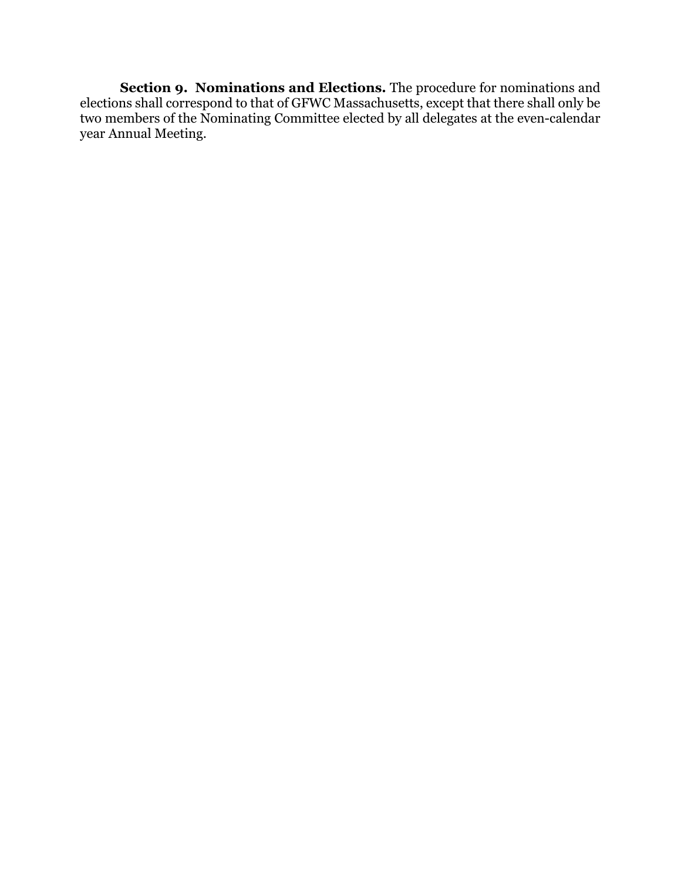**Section 9. Nominations and Elections.** The procedure for nominations and elections shall correspond to that of GFWC Massachusetts, except that there shall only be two members of the Nominating Committee elected by all delegates at the even-calendar year Annual Meeting.